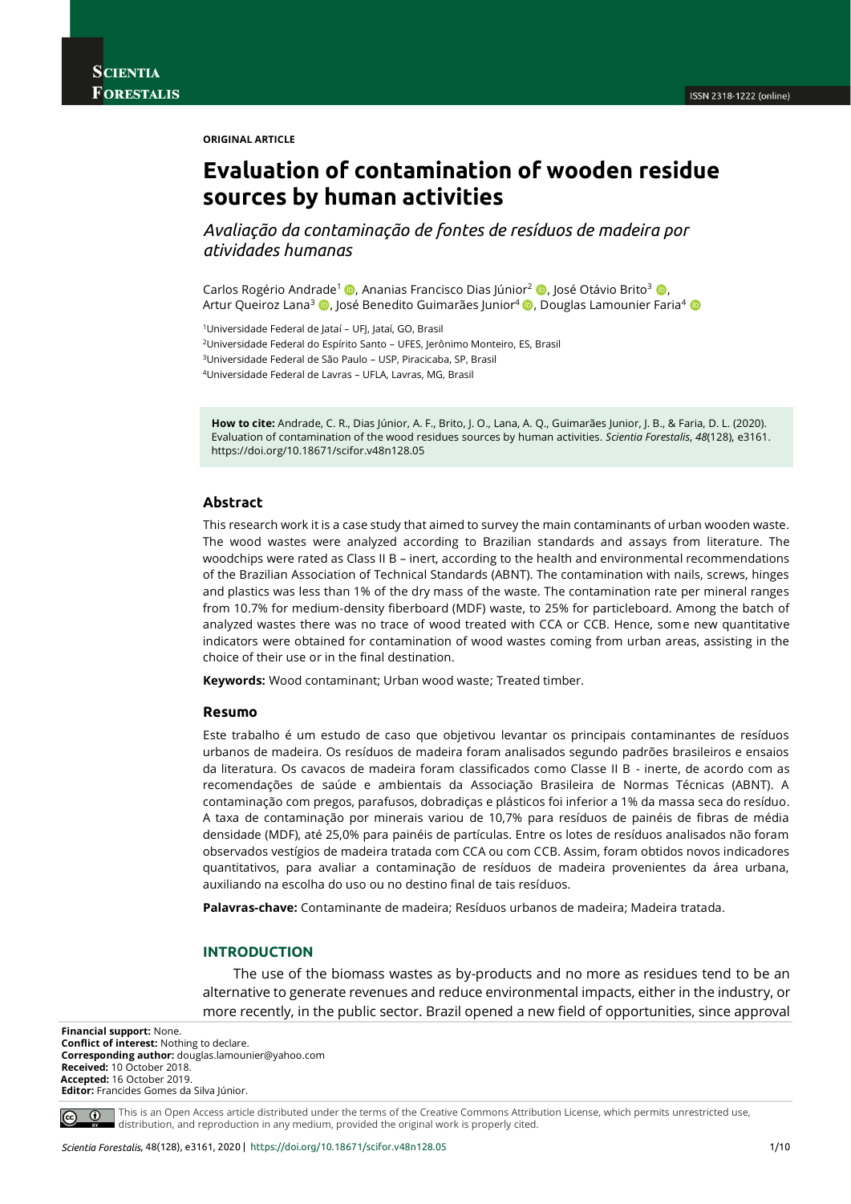SCIENTIA FORESTALIS

ISSN 2318-1222 (online)

**ORIGINAL ARTICLE**

# Evaluation of contamination of wooden residue sources by human activities

*Avaliação da contaminação de fontes de resíduos de madeira por atividades humanas*

Carlos Rogério Andrade[1], Ananias Francisco Dias Júnior[2], José Otávio Brito[3], Artur Queiroz Lana[3], José Benedito Guimarães Junior[4], Douglas Lamounier Faria[4]

[1]Universidade Federal de Jataí – UFJ, Jataí, GO, Brasil
[2]Universidade Federal do Espírito Santo – UFES, Jerônimo Monteiro, ES, Brasil
[3]Universidade Federal de São Paulo – USP, Piracicaba, SP, Brasil
[4]Universidade Federal de Lavras – UFLA, Lavras, MG, Brasil

**How to cite:** Andrade, C. R., Dias Júnior, A. F., Brito, J. O., Lana, A. Q., Guimarães Junior, J. B., & Faria, D. L. (2020). Evaluation of contamination of the wood residues sources by human activities. *Scientia Forestalis*, *48*(128), e3161. https://doi.org/10.18671/scifor.v48n128.05

## Abstract

This research work it is a case study that aimed to survey the main contaminants of urban wooden waste. The wood wastes were analyzed according to Brazilian standards and assays from literature. The woodchips were rated as Class II B – inert, according to the health and environmental recommendations of the Brazilian Association of Technical Standards (ABNT). The contamination with nails, screws, hinges and plastics was less than 1% of the dry mass of the waste. The contamination rate per mineral ranges from 10.7% for medium-density fiberboard (MDF) waste, to 25% for particleboard. Among the batch of analyzed wastes there was no trace of wood treated with CCA or CCB. Hence, some new quantitative indicators were obtained for contamination of wood wastes coming from urban areas, assisting in the choice of their use or in the final destination.

**Keywords:** Wood contaminant; Urban wood waste; Treated timber.

## Resumo

Este trabalho é um estudo de caso que objetivou levantar os principais contaminantes de resíduos urbanos de madeira. Os resíduos de madeira foram analisados segundo padrões brasileiros e ensaios da literatura. Os cavacos de madeira foram classificados como Classe II B - inerte, de acordo com as recomendações de saúde e ambientais da Associação Brasileira de Normas Técnicas (ABNT). A contaminação com pregos, parafusos, dobradiças e plásticos foi inferior a 1% da massa seca do resíduo. A taxa de contaminação por minerais variou de 10,7% para resíduos de painéis de fibras de média densidade (MDF), até 25,0% para painéis de partículas. Entre os lotes de resíduos analisados não foram observados vestígios de madeira tratada com CCA ou com CCB. Assim, foram obtidos novos indicadores quantitativos, para avaliar a contaminação de resíduos de madeira provenientes da área urbana, auxiliando na escolha do uso ou no destino final de tais resíduos.

**Palavras-chave:** Contaminante de madeira; Resíduos urbanos de madeira; Madeira tratada.

## INTRODUCTION

The use of the biomass wastes as by-products and no more as residues tend to be an alternative to generate revenues and reduce environmental impacts, either in the industry, or more recently, in the public sector. Brazil opened a new field of opportunities, since approval

**Financial support:** None.
**Conflict of interest:** Nothing to declare.
**Corresponding author:** douglas.lamounier@yahoo.com
**Received:** 10 October 2018.
**Accepted:** 16 October 2019.
**Editor:** Francides Gomes da Silva Júnior.

This is an Open Access article distributed under the terms of the Creative Commons Attribution License, which permits unrestricted use, distribution, and reproduction in any medium, provided the original work is properly cited.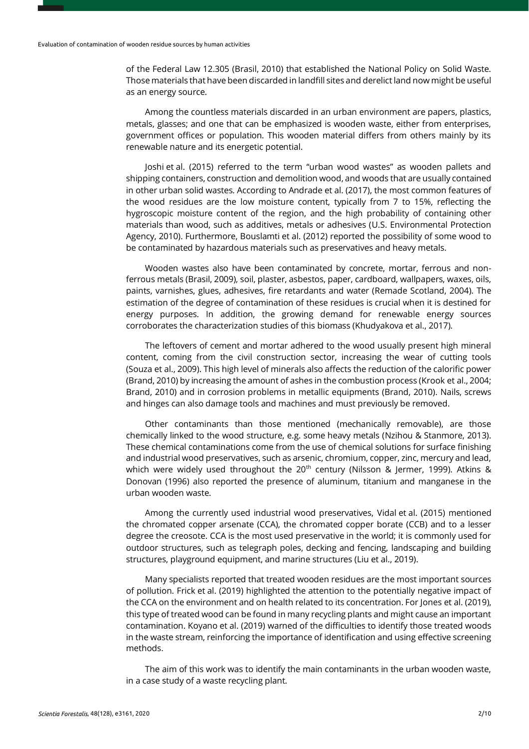of the Federal Law 12.305 (Brasil, 2010) that established the National Policy on Solid Waste. Those materials that have been discarded in landfill sites and derelict land now might be useful as an energy source.

Among the countless materials discarded in an urban environment are papers, plastics, metals, glasses; and one that can be emphasized is wooden waste, either from enterprises, government offices or population. This wooden material differs from others mainly by its renewable nature and its energetic potential.

Joshi et al. (2015) referred to the term "urban wood wastes" as wooden pallets and shipping containers, construction and demolition wood, and woods that are usually contained in other urban solid wastes. According to Andrade et al. (2017), the most common features of the wood residues are the low moisture content, typically from 7 to 15%, reflecting the hygroscopic moisture content of the region, and the high probability of containing other materials than wood, such as additives, metals or adhesives (U.S. Environmental Protection Agency, 2010). Furthermore, Bouslamti et al. (2012) reported the possibility of some wood to be contaminated by hazardous materials such as preservatives and heavy metals.

Wooden wastes also have been contaminated by concrete, mortar, ferrous and non-ferrous metals (Brasil, 2009), soil, plaster, asbestos, paper, cardboard, wallpapers, waxes, oils, paints, varnishes, glues, adhesives, fire retardants and water (Remade Scotland, 2004). The estimation of the degree of contamination of these residues is crucial when it is destined for energy purposes. In addition, the growing demand for renewable energy sources corroborates the characterization studies of this biomass (Khudyakova et al., 2017).

The leftovers of cement and mortar adhered to the wood usually present high mineral content, coming from the civil construction sector, increasing the wear of cutting tools (Souza et al., 2009). This high level of minerals also affects the reduction of the calorific power (Brand, 2010) by increasing the amount of ashes in the combustion process (Krook et al., 2004; Brand, 2010) and in corrosion problems in metallic equipments (Brand, 2010). Nails, screws and hinges can also damage tools and machines and must previously be removed.

Other contaminants than those mentioned (mechanically removable), are those chemically linked to the wood structure, e.g. some heavy metals (Nzihou & Stanmore, 2013). These chemical contaminations come from the use of chemical solutions for surface finishing and industrial wood preservatives, such as arsenic, chromium, copper, zinc, mercury and lead, which were widely used throughout the 20th century (Nilsson & Jermer, 1999). Atkins & Donovan (1996) also reported the presence of aluminum, titanium and manganese in the urban wooden waste.

Among the currently used industrial wood preservatives, Vidal et al. (2015) mentioned the chromated copper arsenate (CCA), the chromated copper borate (CCB) and to a lesser degree the creosote. CCA is the most used preservative in the world; it is commonly used for outdoor structures, such as telegraph poles, decking and fencing, landscaping and building structures, playground equipment, and marine structures (Liu et al., 2019).

Many specialists reported that treated wooden residues are the most important sources of pollution. Frick et al. (2019) highlighted the attention to the potentially negative impact of the CCA on the environment and on health related to its concentration. For Jones et al. (2019), this type of treated wood can be found in many recycling plants and might cause an important contamination. Koyano et al. (2019) warned of the difficulties to identify those treated woods in the waste stream, reinforcing the importance of identification and using effective screening methods.

The aim of this work was to identify the main contaminants in the urban wooden waste, in a case study of a waste recycling plant.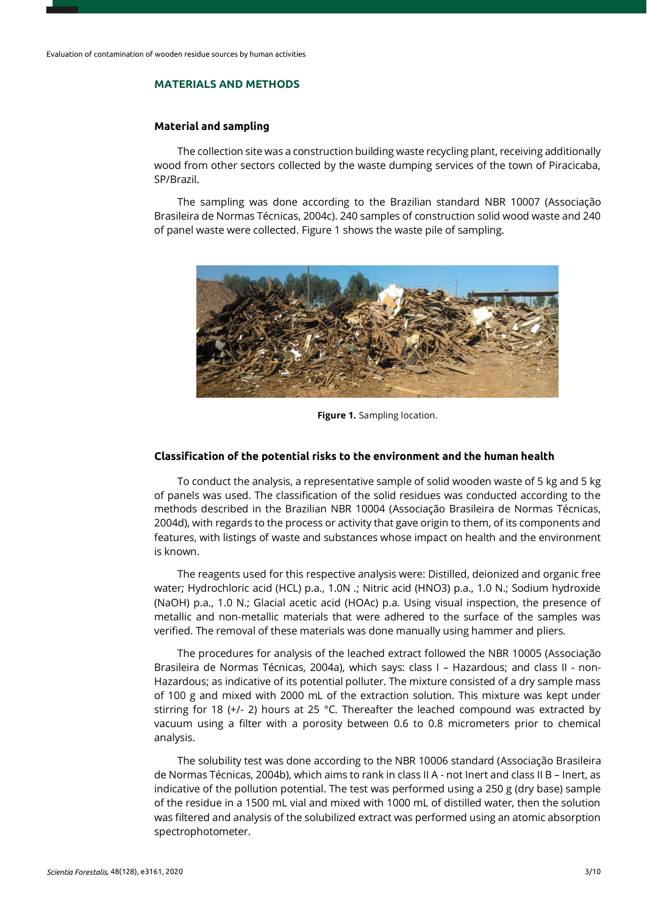## MATERIALS AND METHODS

### Material and sampling

The collection site was a construction building waste recycling plant, receiving additionally wood from other sectors collected by the waste dumping services of the town of Piracicaba, SP/Brazil.

The sampling was done according to the Brazilian standard NBR 10007 (Associação Brasileira de Normas Técnicas, 2004c). 240 samples of construction solid wood waste and 240 of panel waste were collected. Figure 1 shows the waste pile of sampling.

**Figure 1.** Sampling location.

### Classification of the potential risks to the environment and the human health

To conduct the analysis, a representative sample of solid wooden waste of 5 kg and 5 kg of panels was used. The classification of the solid residues was conducted according to the methods described in the Brazilian NBR 10004 (Associação Brasileira de Normas Técnicas, 2004d), with regards to the process or activity that gave origin to them, of its components and features, with listings of waste and substances whose impact on health and the environment is known.

The reagents used for this respective analysis were: Distilled, deionized and organic free water; Hydrochloric acid (HCL) p.a., 1.0N .; Nitric acid ($HNO_3$) p.a., 1.0 N.; Sodium hydroxide (NaOH) p.a., 1.0 N.; Glacial acetic acid (HOAc) p.a. Using visual inspection, the presence of metallic and non-metallic materials that were adhered to the surface of the samples was verified. The removal of these materials was done manually using hammer and pliers.

The procedures for analysis of the leached extract followed the NBR 10005 (Associação Brasileira de Normas Técnicas, 2004a), which says: class I – Hazardous; and class II - non-Hazardous; as indicative of its potential polluter. The mixture consisted of a dry sample mass of 100 g and mixed with 2000 mL of the extraction solution. This mixture was kept under stirring for 18 (+/- 2) hours at 25 °C. Thereafter the leached compound was extracted by vacuum using a filter with a porosity between 0.6 to 0.8 micrometers prior to chemical analysis.

The solubility test was done according to the NBR 10006 standard (Associação Brasileira de Normas Técnicas, 2004b), which aims to rank in class II A - not Inert and class II B – Inert, as indicative of the pollution potential. The test was performed using a 250 g (dry base) sample of the residue in a 1500 mL vial and mixed with 1000 mL of distilled water, then the solution was filtered and analysis of the solubilized extract was performed using an atomic absorption spectrophotometer.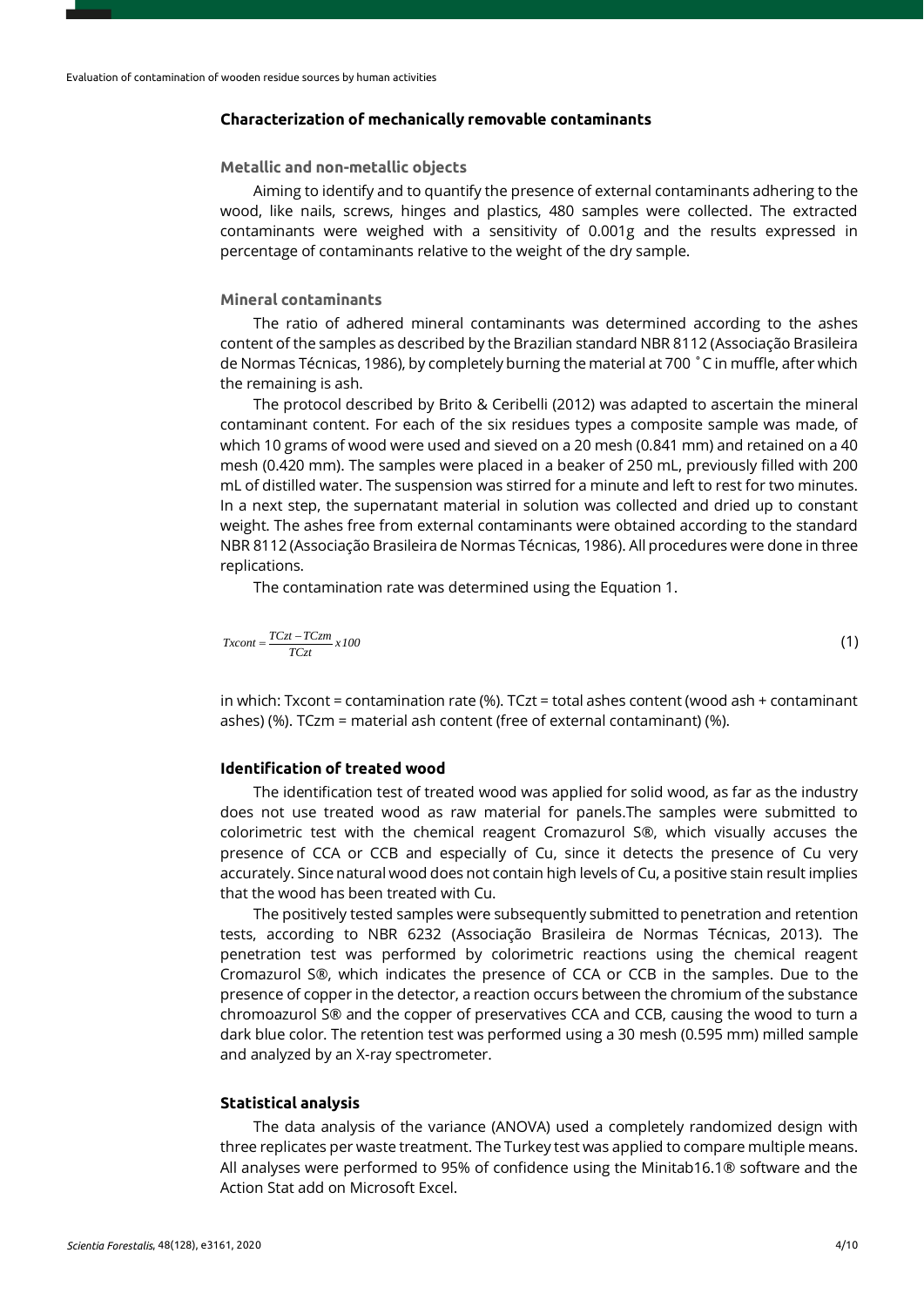## Characterization of mechanically removable contaminants

### Metallic and non-metallic objects

Aiming to identify and to quantify the presence of external contaminants adhering to the wood, like nails, screws, hinges and plastics, 480 samples were collected. The extracted contaminants were weighed with a sensitivity of 0.001g and the results expressed in percentage of contaminants relative to the weight of the dry sample.

### Mineral contaminants

The ratio of adhered mineral contaminants was determined according to the ashes content of the samples as described by the Brazilian standard NBR 8112 (Associação Brasileira de Normas Técnicas, 1986), by completely burning the material at 700 ˚C in muffle, after which the remaining is ash.

The protocol described by Brito & Ceribelli (2012) was adapted to ascertain the mineral contaminant content. For each of the six residues types a composite sample was made, of which 10 grams of wood were used and sieved on a 20 mesh (0.841 mm) and retained on a 40 mesh (0.420 mm). The samples were placed in a beaker of 250 mL, previously filled with 200 mL of distilled water. The suspension was stirred for a minute and left to rest for two minutes. In a next step, the supernatant material in solution was collected and dried up to constant weight. The ashes free from external contaminants were obtained according to the standard NBR 8112 (Associação Brasileira de Normas Técnicas, 1986). All procedures were done in three replications.

The contamination rate was determined using the Equation 1.

$$Txcont = \frac{TCzt - TCzm}{TCzt} x100 \quad (1)$$

in which: Txcont = contamination rate (%). TCzt = total ashes content (wood ash + contaminant ashes) (%). TCzm = material ash content (free of external contaminant) (%).

## Identification of treated wood

The identification test of treated wood was applied for solid wood, as far as the industry does not use treated wood as raw material for panels.The samples were submitted to colorimetric test with the chemical reagent Cromazurol S®, which visually accuses the presence of CCA or CCB and especially of Cu, since it detects the presence of Cu very accurately. Since natural wood does not contain high levels of Cu, a positive stain result implies that the wood has been treated with Cu.

The positively tested samples were subsequently submitted to penetration and retention tests, according to NBR 6232 (Associação Brasileira de Normas Técnicas, 2013). The penetration test was performed by colorimetric reactions using the chemical reagent Cromazurol S®, which indicates the presence of CCA or CCB in the samples. Due to the presence of copper in the detector, a reaction occurs between the chromium of the substance chromoazurol S® and the copper of preservatives CCA and CCB, causing the wood to turn a dark blue color. The retention test was performed using a 30 mesh (0.595 mm) milled sample and analyzed by an X-ray spectrometer.

## Statistical analysis

The data analysis of the variance (ANOVA) used a completely randomized design with three replicates per waste treatment. The Turkey test was applied to compare multiple means. All analyses were performed to 95% of confidence using the Minitab16.1® software and the Action Stat add on Microsoft Excel.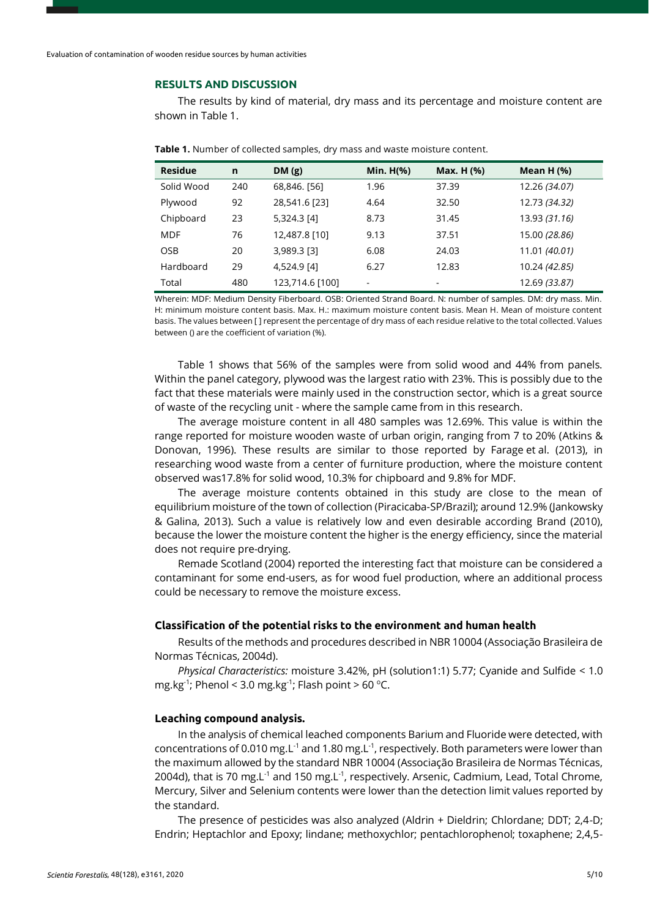## RESULTS AND DISCUSSION

The results by kind of material, dry mass and its percentage and moisture content are shown in Table 1.

**Table 1.** Number of collected samples, dry mass and waste moisture content.

| Residue | n | DM (g) | Min. H(%) | Max. H (%) | Mean H (%) |
|---|---|---|---|---|---|
| Solid Wood | 240 | 68,846. [56] | 1.96 | 37.39 | 12.26 *(34.07)* |
| Plywood | 92 | 28,541.6 [23] | 4.64 | 32.50 | 12.73 *(34.32)* |
| Chipboard | 23 | 5,324.3 [4] | 8.73 | 31.45 | 13.93 *(31.16)* |
| MDF | 76 | 12,487.8 [10] | 9.13 | 37.51 | 15.00 *(28.86)* |
| OSB | 20 | 3,989.3 [3] | 6.08 | 24.03 | 11.01 *(40.01)* |
| Hardboard | 29 | 4,524.9 [4] | 6.27 | 12.83 | 10.24 *(42.85)* |
| Total | 480 | 123,714.6 [100] | - | - | 12.69 *(33.87)* |

Wherein: MDF: Medium Density Fiberboard. OSB: Oriented Strand Board. N: number of samples. DM: dry mass. Min. H: minimum moisture content basis. Max. H.: maximum moisture content basis. Mean H. Mean of moisture content basis. The values between [ ] represent the percentage of dry mass of each residue relative to the total collected. Values between () are the coefficient of variation (%).

Table 1 shows that 56% of the samples were from solid wood and 44% from panels. Within the panel category, plywood was the largest ratio with 23%. This is possibly due to the fact that these materials were mainly used in the construction sector, which is a great source of waste of the recycling unit - where the sample came from in this research.

The average moisture content in all 480 samples was 12.69%. This value is within the range reported for moisture wooden waste of urban origin, ranging from 7 to 20% (Atkins & Donovan, 1996). These results are similar to those reported by Farage et al. (2013), in researching wood waste from a center of furniture production, where the moisture content observed was17.8% for solid wood, 10.3% for chipboard and 9.8% for MDF.

The average moisture contents obtained in this study are close to the mean of equilibrium moisture of the town of collection (Piracicaba-SP/Brazil); around 12.9% (Jankowsky & Galina, 2013). Such a value is relatively low and even desirable according Brand (2010), because the lower the moisture content the higher is the energy efficiency, since the material does not require pre-drying.

Remade Scotland (2004) reported the interesting fact that moisture can be considered a contaminant for some end-users, as for wood fuel production, where an additional process could be necessary to remove the moisture excess.

### Classification of the potential risks to the environment and human health

Results of the methods and procedures described in NBR 10004 (Associação Brasileira de Normas Técnicas, 2004d).

*Physical Characteristics:* moisture 3.42%, pH (solution1:1) 5.77; Cyanide and Sulfide < 1.0 mg.kg$^{-1}$; Phenol < 3.0 mg.kg$^{-1}$; Flash point > 60 °C.

### Leaching compound analysis.

In the analysis of chemical leached components Barium and Fluoride were detected, with concentrations of 0.010 mg.L$^{-1}$ and 1.80 mg.L$^{-1}$, respectively. Both parameters were lower than the maximum allowed by the standard NBR 10004 (Associação Brasileira de Normas Técnicas, 2004d), that is 70 mg.L$^{-1}$ and 150 mg.L$^{-1}$, respectively. Arsenic, Cadmium, Lead, Total Chrome, Mercury, Silver and Selenium contents were lower than the detection limit values reported by the standard.

The presence of pesticides was also analyzed (Aldrin + Dieldrin; Chlordane; DDT; 2,4-D; Endrin; Heptachlor and Epoxy; lindane; methoxychlor; pentachlorophenol; toxaphene; 2,4,5-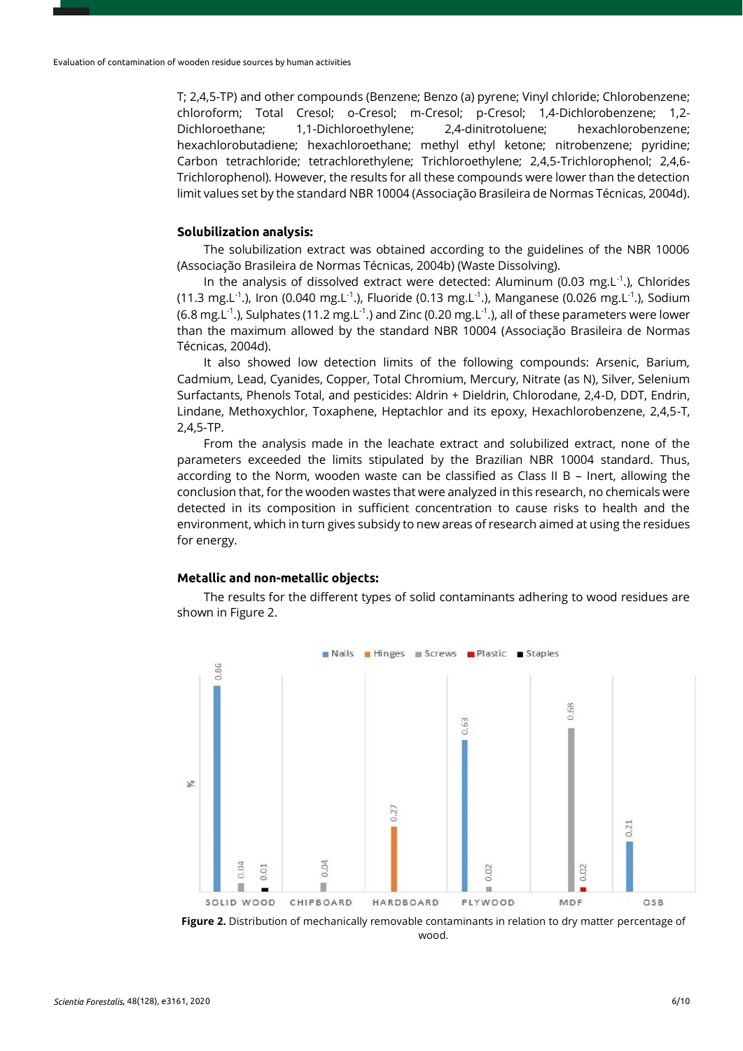T; 2,4,5-TP) and other compounds (Benzene; Benzo (a) pyrene; Vinyl chloride; Chlorobenzene; chloroform; Total Cresol; o-Cresol; m-Cresol; p-Cresol; 1,4-Dichlorobenzene; 1,2-Dichloroethane; 1,1-Dichloroethylene; 2,4-dinitrotoluene; hexachlorobenzene; hexachlorobutadiene; hexachloroethane; methyl ethyl ketone; nitrobenzene; pyridine; Carbon tetrachloride; tetrachlorethylene; Trichloroethylene; 2,4,5-Trichlorophenol; 2,4,6-Trichlorophenol). However, the results for all these compounds were lower than the detection limit values set by the standard NBR 10004 (Associação Brasileira de Normas Técnicas, 2004d).

### Solubilization analysis:

The solubilization extract was obtained according to the guidelines of the NBR 10006 (Associação Brasileira de Normas Técnicas, 2004b) (Waste Dissolving).

In the analysis of dissolved extract were detected: Aluminum (0.03 $mg.L^{-1}$.), Chlorides (11.3 $mg.L^{-1}$.), Iron (0.040 $mg.L^{-1}$.), Fluoride (0.13 $mg.L^{-1}$.), Manganese (0.026 $mg.L^{-1}$.), Sodium (6.8 $mg.L^{-1}$.), Sulphates (11.2 $mg.L^{-1}$.) and Zinc (0.20 $mg.L^{-1}$.), all of these parameters were lower than the maximum allowed by the standard NBR 10004 (Associação Brasileira de Normas Técnicas, 2004d).

It also showed low detection limits of the following compounds: Arsenic, Barium, Cadmium, Lead, Cyanides, Copper, Total Chromium, Mercury, Nitrate (as N), Silver, Selenium Surfactants, Phenols Total, and pesticides: Aldrin + Dieldrin, Chlorodane, 2,4-D, DDT, Endrin, Lindane, Methoxychlor, Toxaphene, Heptachlor and its epoxy, Hexachlorobenzene, 2,4,5-T, 2,4,5-TP.

From the analysis made in the leachate extract and solubilized extract, none of the parameters exceeded the limits stipulated by the Brazilian NBR 10004 standard. Thus, according to the Norm, wooden waste can be classified as Class II B – Inert, allowing the conclusion that, for the wooden wastes that were analyzed in this research, no chemicals were detected in its composition in sufficient concentration to cause risks to health and the environment, which in turn gives subsidy to new areas of research aimed at using the residues for energy.

### Metallic and non-metallic objects:

The results for the different types of solid contaminants adhering to wood residues are shown in Figure 2.

Nails
Hinges
Screws
Plastic
Staples

%

0.86
0.04
0.01
0.04
0.27
0.63
0.02
0.68
0.02
0.21

SOLID WOOD
CHIPBOARD
HARDBOARD
PLYWOOD
MDF
OSB

**Figure 2.** Distribution of mechanically removable contaminants in relation to dry matter percentage of wood.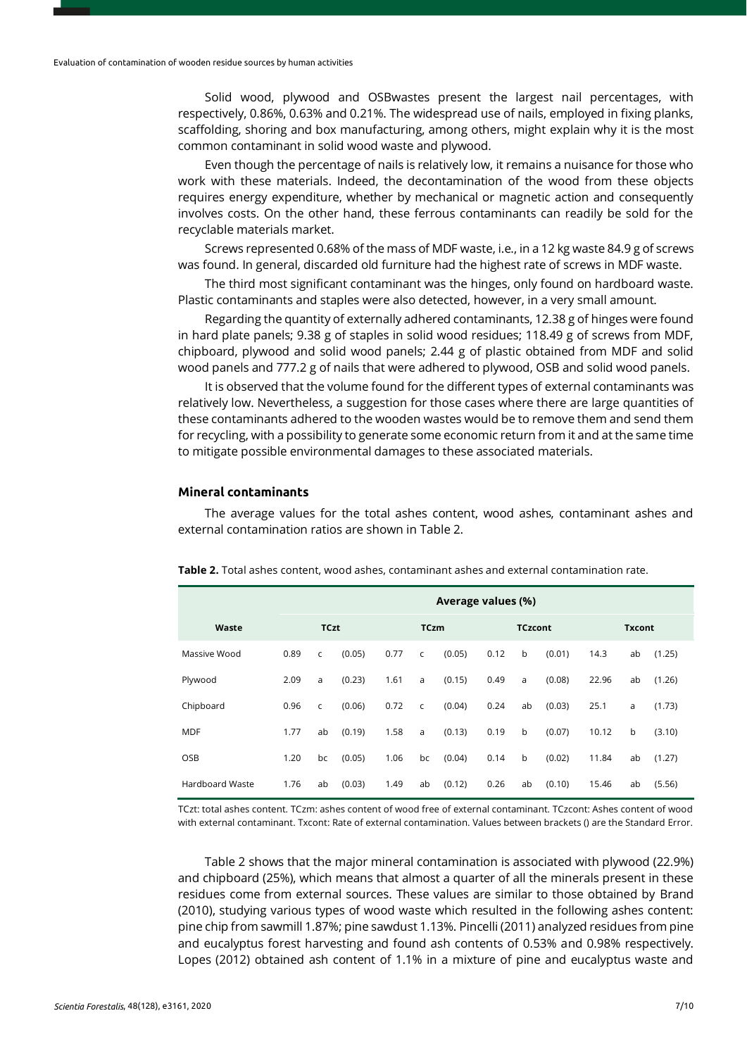Solid wood, plywood and OSBwastes present the largest nail percentages, with respectively, 0.86%, 0.63% and 0.21%. The widespread use of nails, employed in fixing planks, scaffolding, shoring and box manufacturing, among others, might explain why it is the most common contaminant in solid wood waste and plywood.

Even though the percentage of nails is relatively low, it remains a nuisance for those who work with these materials. Indeed, the decontamination of the wood from these objects requires energy expenditure, whether by mechanical or magnetic action and consequently involves costs. On the other hand, these ferrous contaminants can readily be sold for the recyclable materials market.

Screws represented 0.68% of the mass of MDF waste, i.e., in a 12 kg waste 84.9 g of screws was found. In general, discarded old furniture had the highest rate of screws in MDF waste.

The third most significant contaminant was the hinges, only found on hardboard waste. Plastic contaminants and staples were also detected, however, in a very small amount.

Regarding the quantity of externally adhered contaminants, 12.38 g of hinges were found in hard plate panels; 9.38 g of staples in solid wood residues; 118.49 g of screws from MDF, chipboard, plywood and solid wood panels; 2.44 g of plastic obtained from MDF and solid wood panels and 777.2 g of nails that were adhered to plywood, OSB and solid wood panels.

It is observed that the volume found for the different types of external contaminants was relatively low. Nevertheless, a suggestion for those cases where there are large quantities of these contaminants adhered to the wooden wastes would be to remove them and send them for recycling, with a possibility to generate some economic return from it and at the same time to mitigate possible environmental damages to these associated materials.

### Mineral contaminants

The average values for the total ashes content, wood ashes, contaminant ashes and external contamination ratios are shown in Table 2.

**Table 2.** Total ashes content, wood ashes, contaminant ashes and external contamination rate.

| | Average values (%) | | | | | | | | | | | |
|---|---|---|---|---|---|---|---|---|---|---|---|---|
| **Waste** | **TCzt** | | | **TCzm** | | | **TCzcont** | | | **Txcont** | | |
| Massive Wood | 0.89 | c | (0.05) | 0.77 | c | (0.05) | 0.12 | b | (0.01) | 14.3 | ab | (1.25) |
| Plywood | 2.09 | a | (0.23) | 1.61 | a | (0.15) | 0.49 | a | (0.08) | 22.96 | ab | (1.26) |
| Chipboard | 0.96 | c | (0.06) | 0.72 | c | (0.04) | 0.24 | ab | (0.03) | 25.1 | a | (1.73) |
| MDF | 1.77 | ab | (0.19) | 1.58 | a | (0.13) | 0.19 | b | (0.07) | 10.12 | b | (3.10) |
| OSB | 1.20 | bc | (0.05) | 1.06 | bc | (0.04) | 0.14 | b | (0.02) | 11.84 | ab | (1.27) |
| Hardboard Waste | 1.76 | ab | (0.03) | 1.49 | ab | (0.12) | 0.26 | ab | (0.10) | 15.46 | ab | (5.56) |

TCzt: total ashes content. TCzm: ashes content of wood free of external contaminant. TCzcont: Ashes content of wood with external contaminant. Txcont: Rate of external contamination. Values between brackets () are the Standard Error.

Table 2 shows that the major mineral contamination is associated with plywood (22.9%) and chipboard (25%), which means that almost a quarter of all the minerals present in these residues come from external sources. These values are similar to those obtained by Brand (2010), studying various types of wood waste which resulted in the following ashes content: pine chip from sawmill 1.87%; pine sawdust 1.13%. Pincelli (2011) analyzed residues from pine and eucalyptus forest harvesting and found ash contents of 0.53% and 0.98% respectively. Lopes (2012) obtained ash content of 1.1% in a mixture of pine and eucalyptus waste and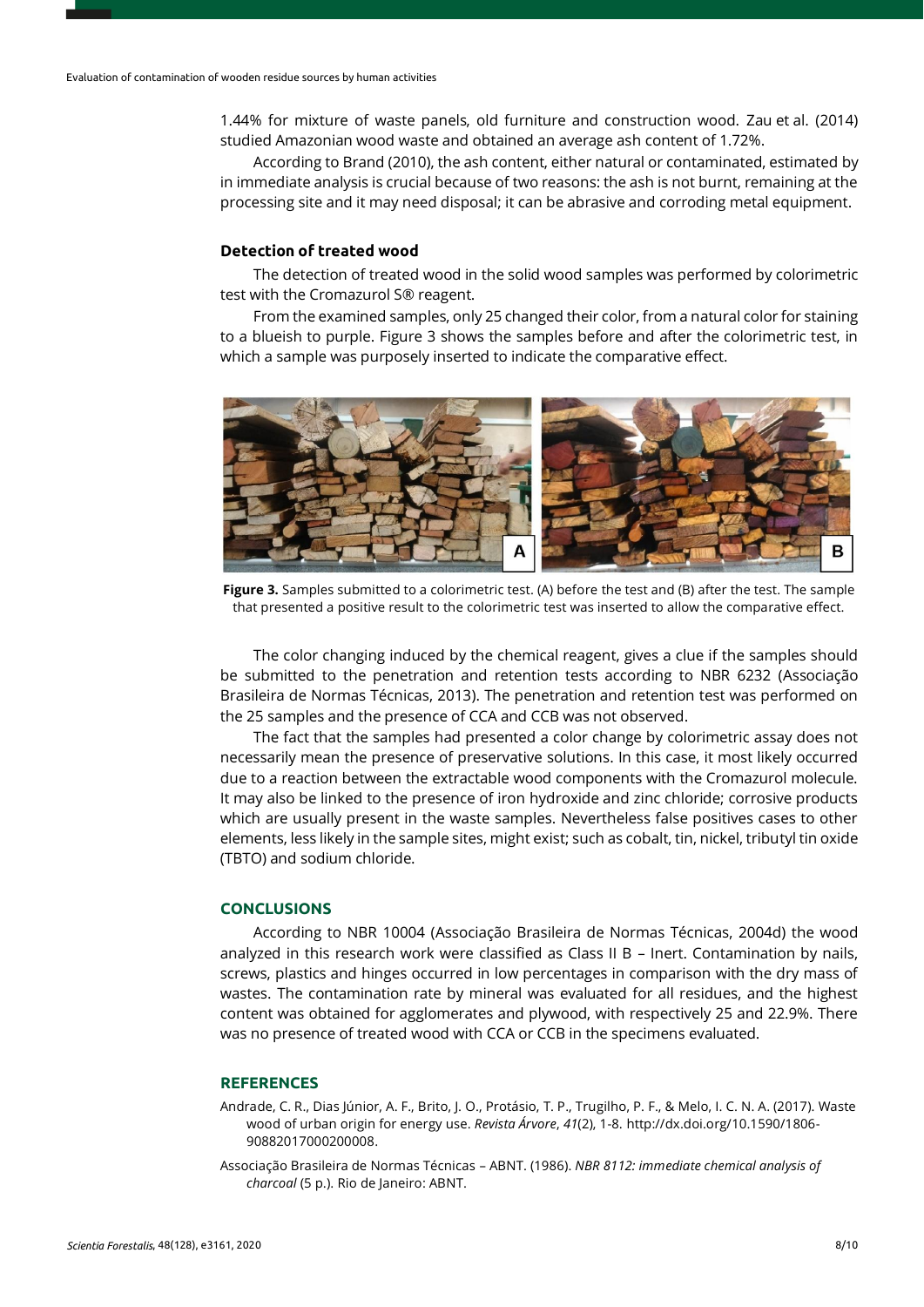1.44% for mixture of waste panels, old furniture and construction wood. Zau et al. (2014) studied Amazonian wood waste and obtained an average ash content of 1.72%.

According to Brand (2010), the ash content, either natural or contaminated, estimated by in immediate analysis is crucial because of two reasons: the ash is not burnt, remaining at the processing site and it may need disposal; it can be abrasive and corroding metal equipment.

### Detection of treated wood

The detection of treated wood in the solid wood samples was performed by colorimetric test with the Cromazurol S® reagent.

From the examined samples, only 25 changed their color, from a natural color for staining to a blueish to purple. Figure 3 shows the samples before and after the colorimetric test, in which a sample was purposely inserted to indicate the comparative effect.

**Figure 3.** Samples submitted to a colorimetric test. (A) before the test and (B) after the test. The sample that presented a positive result to the colorimetric test was inserted to allow the comparative effect.

The color changing induced by the chemical reagent, gives a clue if the samples should be submitted to the penetration and retention tests according to NBR 6232 (Associação Brasileira de Normas Técnicas, 2013). The penetration and retention test was performed on the 25 samples and the presence of CCA and CCB was not observed.

The fact that the samples had presented a color change by colorimetric assay does not necessarily mean the presence of preservative solutions. In this case, it most likely occurred due to a reaction between the extractable wood components with the Cromazurol molecule. It may also be linked to the presence of iron hydroxide and zinc chloride; corrosive products which are usually present in the waste samples. Nevertheless false positives cases to other elements, less likely in the sample sites, might exist; such as cobalt, tin, nickel, tributyl tin oxide (TBTO) and sodium chloride.

## CONCLUSIONS

According to NBR 10004 (Associação Brasileira de Normas Técnicas, 2004d) the wood analyzed in this research work were classified as Class II B – Inert. Contamination by nails, screws, plastics and hinges occurred in low percentages in comparison with the dry mass of wastes. The contamination rate by mineral was evaluated for all residues, and the highest content was obtained for agglomerates and plywood, with respectively 25 and 22.9%. There was no presence of treated wood with CCA or CCB in the specimens evaluated.

## REFERENCES

Andrade, C. R., Dias Júnior, A. F., Brito, J. O., Protásio, T. P., Trugilho, P. F., & Melo, I. C. N. A. (2017). Waste wood of urban origin for energy use. *Revista Árvore*, *41*(2), 1-8. http://dx.doi.org/10.1590/1806-90882017000200008.

Associação Brasileira de Normas Técnicas – ABNT. (1986). *NBR 8112: immediate chemical analysis of charcoal* (5 p.). Rio de Janeiro: ABNT.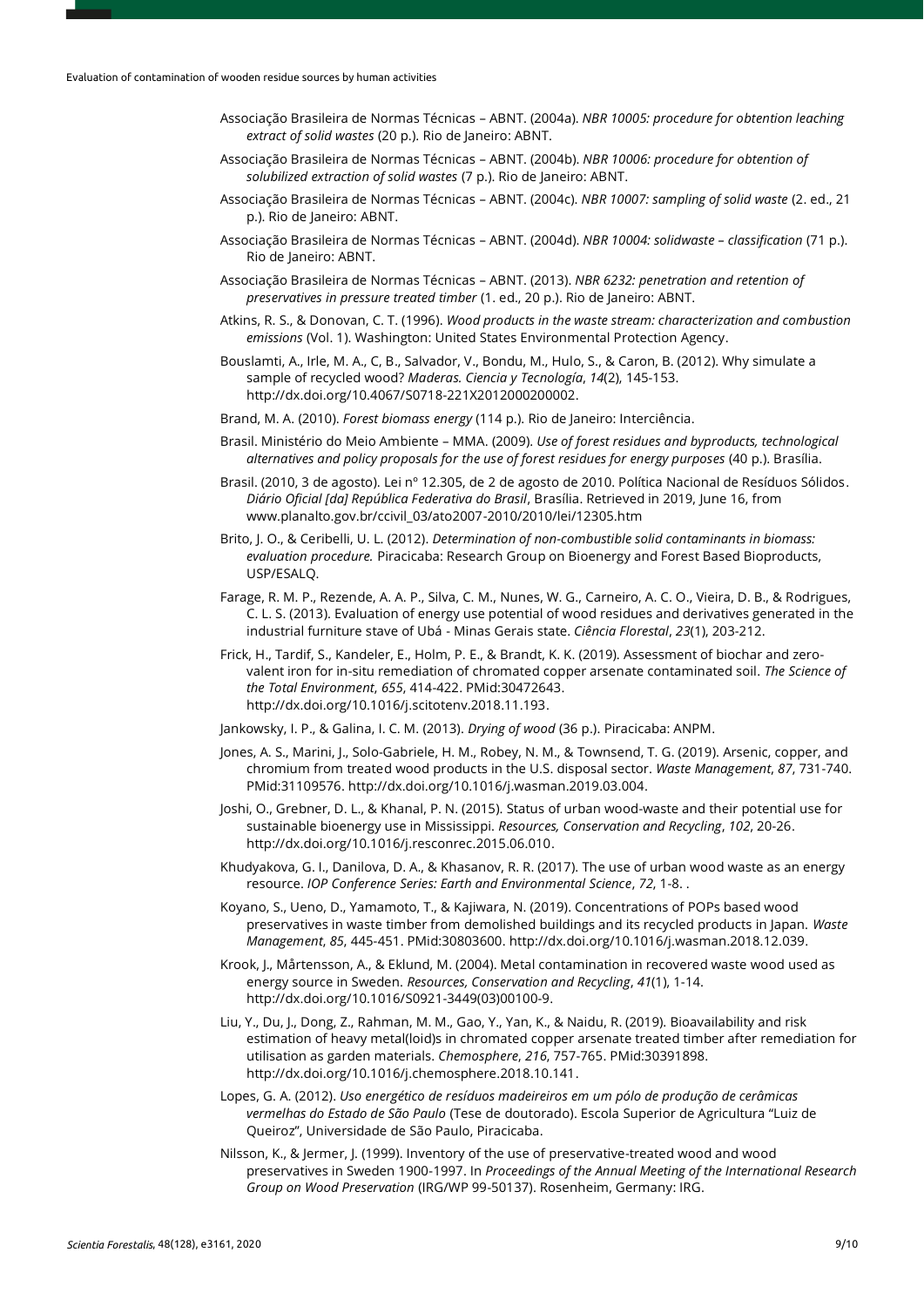Associação Brasileira de Normas Técnicas – ABNT. (2004a). *NBR 10005: procedure for obtention leaching extract of solid wastes* (20 p.). Rio de Janeiro: ABNT.

Associação Brasileira de Normas Técnicas – ABNT. (2004b). *NBR 10006: procedure for obtention of solubilized extraction of solid wastes* (7 p.). Rio de Janeiro: ABNT.

Associação Brasileira de Normas Técnicas – ABNT. (2004c). *NBR 10007: sampling of solid waste* (2. ed., 21 p.). Rio de Janeiro: ABNT.

Associação Brasileira de Normas Técnicas – ABNT. (2004d). *NBR 10004: solidwaste – classification* (71 p.). Rio de Janeiro: ABNT.

Associação Brasileira de Normas Técnicas – ABNT. (2013). *NBR 6232: penetration and retention of preservatives in pressure treated timber* (1. ed., 20 p.). Rio de Janeiro: ABNT.

Atkins, R. S., & Donovan, C. T. (1996). *Wood products in the waste stream: characterization and combustion emissions* (Vol. 1). Washington: United States Environmental Protection Agency.

Bouslamti, A., Irle, M. A., C, B., Salvador, V., Bondu, M., Hulo, S., & Caron, B. (2012). Why simulate a sample of recycled wood? *Maderas. Ciencia y Tecnología*, *14*(2), 145-153. http://dx.doi.org/10.4067/S0718-221X2012000200002.

Brand, M. A. (2010). *Forest biomass energy* (114 p.). Rio de Janeiro: Interciência.

Brasil. Ministério do Meio Ambiente – MMA. (2009). *Use of forest residues and byproducts, technological alternatives and policy proposals for the use of forest residues for energy purposes* (40 p.). Brasília.

Brasil. (2010, 3 de agosto). Lei nº 12.305, de 2 de agosto de 2010. Política Nacional de Resíduos Sólidos. *Diário Oficial [da] República Federativa do Brasil*, Brasília. Retrieved in 2019, June 16, from www.planalto.gov.br/ccivil_03/ato2007-2010/2010/lei/12305.htm

Brito, J. O., & Ceribelli, U. L. (2012). *Determination of non-combustible solid contaminants in biomass: evaluation procedure.* Piracicaba: Research Group on Bioenergy and Forest Based Bioproducts, USP/ESALQ.

Farage, R. M. P., Rezende, A. A. P., Silva, C. M., Nunes, W. G., Carneiro, A. C. O., Vieira, D. B., & Rodrigues, C. L. S. (2013). Evaluation of energy use potential of wood residues and derivatives generated in the industrial furniture stave of Ubá - Minas Gerais state. *Ciência Florestal*, *23*(1), 203-212.

Frick, H., Tardif, S., Kandeler, E., Holm, P. E., & Brandt, K. K. (2019). Assessment of biochar and zero-valent iron for in-situ remediation of chromated copper arsenate contaminated soil. *The Science of the Total Environment*, *655*, 414-422. PMid:30472643. http://dx.doi.org/10.1016/j.scitotenv.2018.11.193.

Jankowsky, I. P., & Galina, I. C. M. (2013). *Drying of wood* (36 p.). Piracicaba: ANPM.

Jones, A. S., Marini, J., Solo-Gabriele, H. M., Robey, N. M., & Townsend, T. G. (2019). Arsenic, copper, and chromium from treated wood products in the U.S. disposal sector. *Waste Management*, *87*, 731-740. PMid:31109576. http://dx.doi.org/10.1016/j.wasman.2019.03.004.

Joshi, O., Grebner, D. L., & Khanal, P. N. (2015). Status of urban wood-waste and their potential use for sustainable bioenergy use in Mississippi. *Resources, Conservation and Recycling*, *102*, 20-26. http://dx.doi.org/10.1016/j.resconrec.2015.06.010.

Khudyakova, G. I., Danilova, D. A., & Khasanov, R. R. (2017). The use of urban wood waste as an energy resource. *IOP Conference Series: Earth and Environmental Science*, *72*, 1-8. .

Koyano, S., Ueno, D., Yamamoto, T., & Kajiwara, N. (2019). Concentrations of POPs based wood preservatives in waste timber from demolished buildings and its recycled products in Japan. *Waste Management*, *85*, 445-451. PMid:30803600. http://dx.doi.org/10.1016/j.wasman.2018.12.039.

Krook, J., Mårtensson, A., & Eklund, M. (2004). Metal contamination in recovered waste wood used as energy source in Sweden. *Resources, Conservation and Recycling*, *41*(1), 1-14. http://dx.doi.org/10.1016/S0921-3449(03)00100-9.

Liu, Y., Du, J., Dong, Z., Rahman, M. M., Gao, Y., Yan, K., & Naidu, R. (2019). Bioavailability and risk estimation of heavy metal(loid)s in chromated copper arsenate treated timber after remediation for utilisation as garden materials. *Chemosphere*, *216*, 757-765. PMid:30391898. http://dx.doi.org/10.1016/j.chemosphere.2018.10.141.

Lopes, G. A. (2012). *Uso energético de resíduos madeireiros em um pólo de produção de cerâmicas vermelhas do Estado de São Paulo* (Tese de doutorado). Escola Superior de Agricultura "Luiz de Queiroz", Universidade de São Paulo, Piracicaba.

Nilsson, K., & Jermer, J. (1999). Inventory of the use of preservative-treated wood and wood preservatives in Sweden 1900-1997. In *Proceedings of the Annual Meeting of the International Research Group on Wood Preservation* (IRG/WP 99-50137). Rosenheim, Germany: IRG.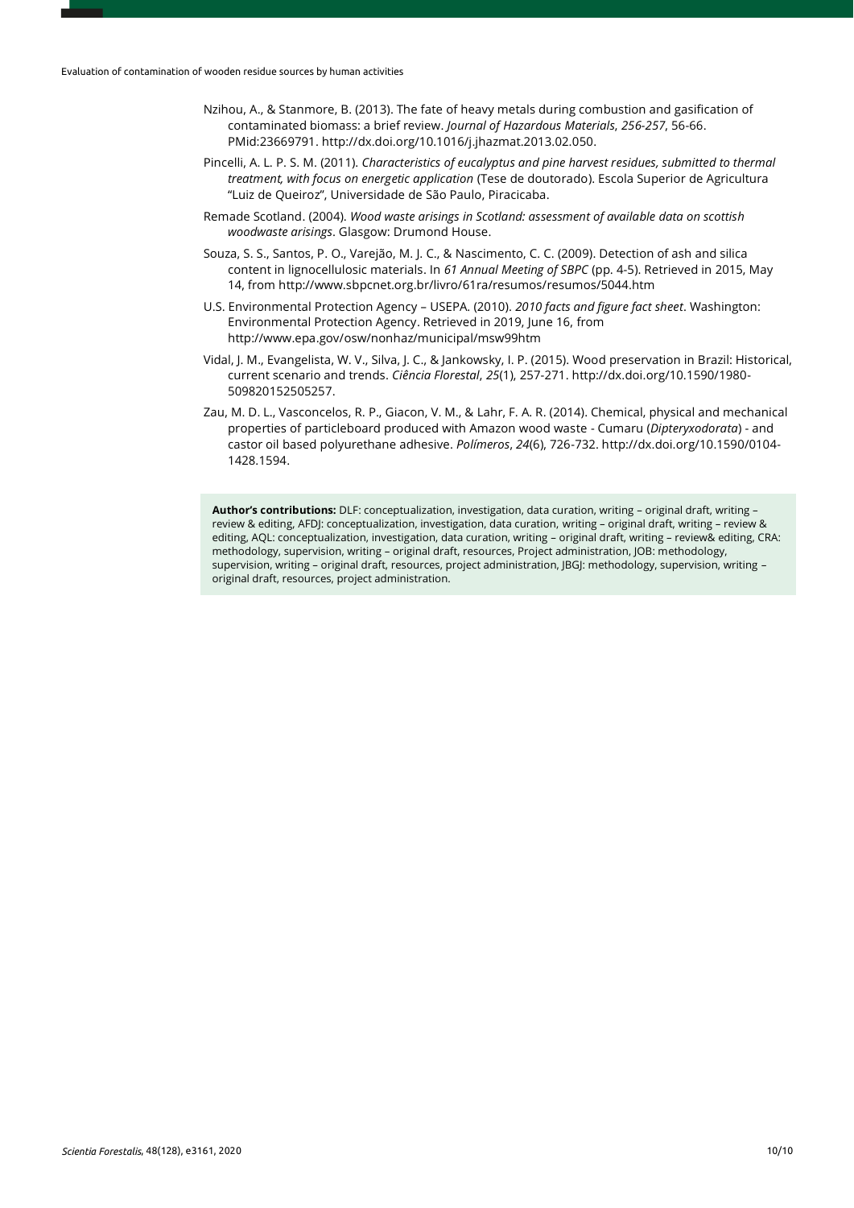Nzihou, A., & Stanmore, B. (2013). The fate of heavy metals during combustion and gasification of contaminated biomass: a brief review. *Journal of Hazardous Materials*, *256-257*, 56-66. PMid:23669791. http://dx.doi.org/10.1016/j.jhazmat.2013.02.050.

Pincelli, A. L. P. S. M. (2011). *Characteristics of eucalyptus and pine harvest residues, submitted to thermal treatment, with focus on energetic application* (Tese de doutorado). Escola Superior de Agricultura "Luiz de Queiroz", Universidade de São Paulo, Piracicaba.

Remade Scotland. (2004). *Wood waste arisings in Scotland: assessment of available data on scottish woodwaste arisings*. Glasgow: Drumond House.

Souza, S. S., Santos, P. O., Varejão, M. J. C., & Nascimento, C. C. (2009). Detection of ash and silica content in lignocellulosic materials. In *61 Annual Meeting of SBPC* (pp. 4-5). Retrieved in 2015, May 14, from http://www.sbpcnet.org.br/livro/61ra/resumos/resumos/5044.htm

U.S. Environmental Protection Agency – USEPA. (2010). *2010 facts and figure fact sheet*. Washington: Environmental Protection Agency. Retrieved in 2019, June 16, from http://www.epa.gov/osw/nonhaz/municipal/msw99htm

Vidal, J. M., Evangelista, W. V., Silva, J. C., & Jankowsky, I. P. (2015). Wood preservation in Brazil: Historical, current scenario and trends. *Ciência Florestal*, *25*(1), 257-271. http://dx.doi.org/10.1590/1980-509820152505257.

Zau, M. D. L., Vasconcelos, R. P., Giacon, V. M., & Lahr, F. A. R. (2014). Chemical, physical and mechanical properties of particleboard produced with Amazon wood waste - Cumaru (*Dipteryxodorata*) - and castor oil based polyurethane adhesive. *Polímeros*, *24*(6), 726-732. http://dx.doi.org/10.1590/0104-1428.1594.

**Author's contributions:** DLF: conceptualization, investigation, data curation, writing – original draft, writing – review & editing, AFDJ: conceptualization, investigation, data curation, writing – original draft, writing – review & editing, AQL: conceptualization, investigation, data curation, writing – original draft, writing – review& editing, CRA: methodology, supervision, writing – original draft, resources, Project administration, JOB: methodology, supervision, writing – original draft, resources, project administration, JBGJ: methodology, supervision, writing – original draft, resources, project administration.